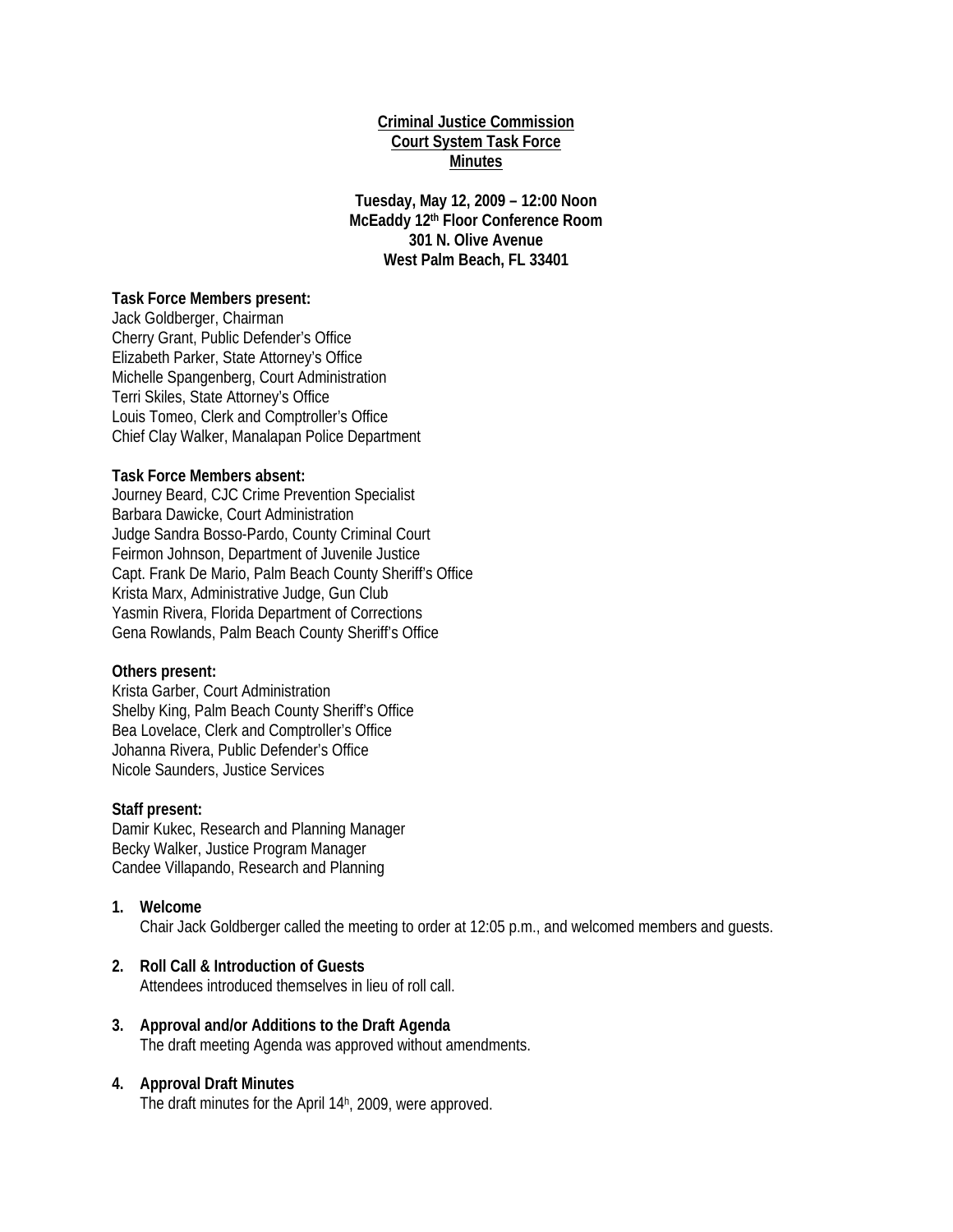**Criminal Justice Commission**
**Court System Task Force**
**Minutes**

**Tuesday, May 12, 2009 – 12:00 Noon**
**McEaddy 12th Floor Conference Room**
**301 N. Olive Avenue**
**West Palm Beach, FL 33401**

**Task Force Members present:**
Jack Goldberger, Chairman
Cherry Grant, Public Defender's Office
Elizabeth Parker, State Attorney's Office
Michelle Spangenberg, Court Administration
Terri Skiles, State Attorney's Office
Louis Tomeo, Clerk and Comptroller's Office
Chief Clay Walker, Manalapan Police Department

**Task Force Members absent:**
Journey Beard, CJC Crime Prevention Specialist
Barbara Dawicke, Court Administration
Judge Sandra Bosso-Pardo, County Criminal Court
Feirmon Johnson, Department of Juvenile Justice
Capt. Frank De Mario, Palm Beach County Sheriff's Office
Krista Marx, Administrative Judge, Gun Club
Yasmin Rivera, Florida Department of Corrections
Gena Rowlands, Palm Beach County Sheriff's Office

**Others present:**
Krista Garber, Court Administration
Shelby King, Palm Beach County Sheriff's Office
Bea Lovelace, Clerk and Comptroller's Office
Johanna Rivera, Public Defender's Office
Nicole Saunders, Justice Services

**Staff present:**
Damir Kukec, Research and Planning Manager
Becky Walker, Justice Program Manager
Candee Villapando, Research and Planning

1. **Welcome**
   Chair Jack Goldberger called the meeting to order at 12:05 p.m., and welcomed members and guests.

2. **Roll Call & Introduction of Guests**
   Attendees introduced themselves in lieu of roll call.

3. **Approval and/or Additions to the Draft Agenda**
   The draft meeting Agenda was approved without amendments.

4. **Approval Draft Minutes**
   The draft minutes for the April 14h, 2009, were approved.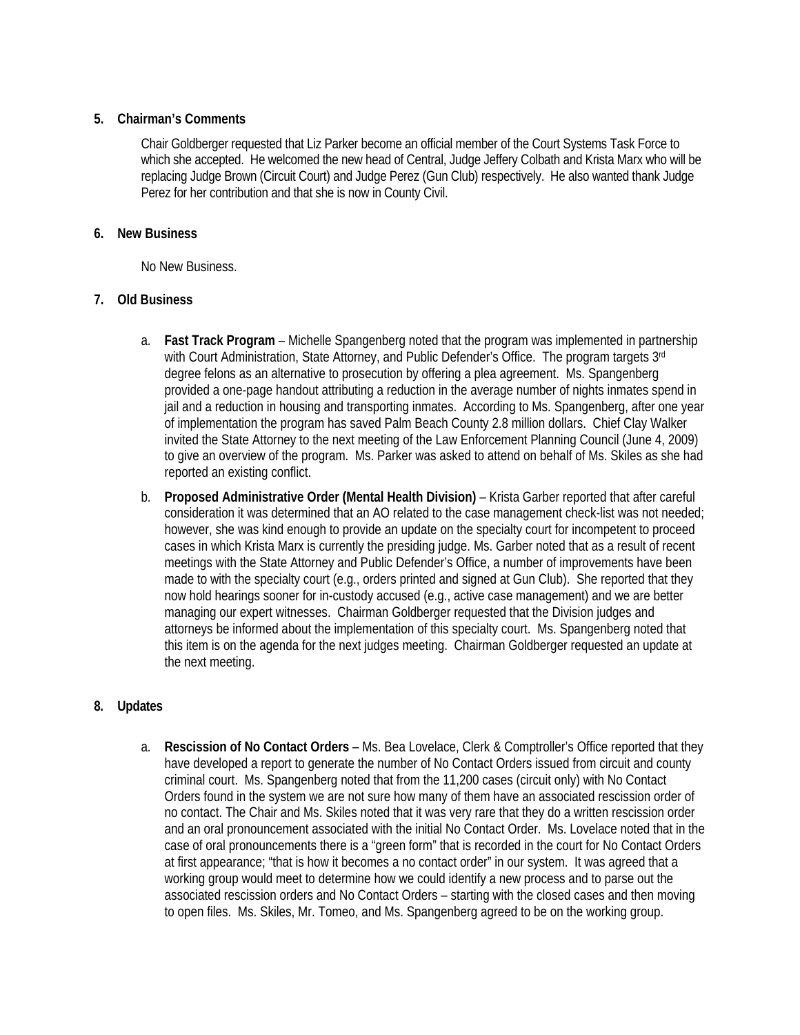**5. Chairman's Comments**

Chair Goldberger requested that Liz Parker become an official member of the Court Systems Task Force to which she accepted. He welcomed the new head of Central, Judge Jeffery Colbath and Krista Marx who will be replacing Judge Brown (Circuit Court) and Judge Perez (Gun Club) respectively. He also wanted thank Judge Perez for her contribution and that she is now in County Civil.

**6. New Business**

No New Business.

**7. Old Business**

a. **Fast Track Program** – Michelle Spangenberg noted that the program was implemented in partnership with Court Administration, State Attorney, and Public Defender's Office. The program targets 3rd degree felons as an alternative to prosecution by offering a plea agreement. Ms. Spangenberg provided a one-page handout attributing a reduction in the average number of nights inmates spend in jail and a reduction in housing and transporting inmates. According to Ms. Spangenberg, after one year of implementation the program has saved Palm Beach County 2.8 million dollars. Chief Clay Walker invited the State Attorney to the next meeting of the Law Enforcement Planning Council (June 4, 2009) to give an overview of the program. Ms. Parker was asked to attend on behalf of Ms. Skiles as she had reported an existing conflict.

b. **Proposed Administrative Order (Mental Health Division)** – Krista Garber reported that after careful consideration it was determined that an AO related to the case management check-list was not needed; however, she was kind enough to provide an update on the specialty court for incompetent to proceed cases in which Krista Marx is currently the presiding judge. Ms. Garber noted that as a result of recent meetings with the State Attorney and Public Defender's Office, a number of improvements have been made to with the specialty court (e.g., orders printed and signed at Gun Club). She reported that they now hold hearings sooner for in-custody accused (e.g., active case management) and we are better managing our expert witnesses. Chairman Goldberger requested that the Division judges and attorneys be informed about the implementation of this specialty court. Ms. Spangenberg noted that this item is on the agenda for the next judges meeting. Chairman Goldberger requested an update at the next meeting.

**8. Updates**

a. **Rescission of No Contact Orders** – Ms. Bea Lovelace, Clerk & Comptroller's Office reported that they have developed a report to generate the number of No Contact Orders issued from circuit and county criminal court. Ms. Spangenberg noted that from the 11,200 cases (circuit only) with No Contact Orders found in the system we are not sure how many of them have an associated rescission order of no contact. The Chair and Ms. Skiles noted that it was very rare that they do a written rescission order and an oral pronouncement associated with the initial No Contact Order. Ms. Lovelace noted that in the case of oral pronouncements there is a "green form" that is recorded in the court for No Contact Orders at first appearance; "that is how it becomes a no contact order" in our system. It was agreed that a working group would meet to determine how we could identify a new process and to parse out the associated rescission orders and No Contact Orders – starting with the closed cases and then moving to open files. Ms. Skiles, Mr. Tomeo, and Ms. Spangenberg agreed to be on the working group.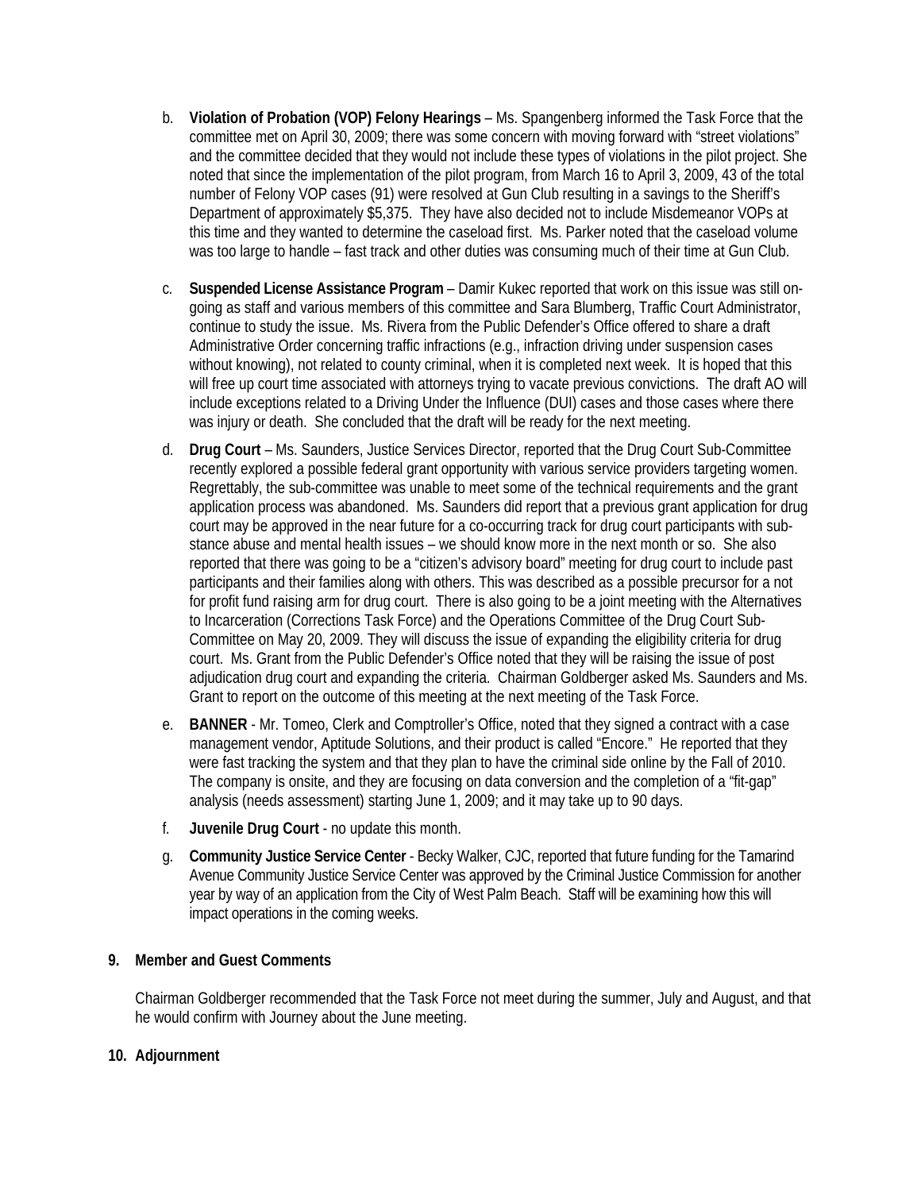b. **Violation of Probation (VOP) Felony Hearings** – Ms. Spangenberg informed the Task Force that the committee met on April 30, 2009; there was some concern with moving forward with "street violations" and the committee decided that they would not include these types of violations in the pilot project. She noted that since the implementation of the pilot program, from March 16 to April 3, 2009, 43 of the total number of Felony VOP cases (91) were resolved at Gun Club resulting in a savings to the Sheriff's Department of approximately $5,375. They have also decided not to include Misdemeanor VOPs at this time and they wanted to determine the caseload first. Ms. Parker noted that the caseload volume was too large to handle – fast track and other duties was consuming much of their time at Gun Club.

c. **Suspended License Assistance Program** – Damir Kukec reported that work on this issue was still on-going as staff and various members of this committee and Sara Blumberg, Traffic Court Administrator, continue to study the issue. Ms. Rivera from the Public Defender's Office offered to share a draft Administrative Order concerning traffic infractions (e.g., infraction driving under suspension cases without knowing), not related to county criminal, when it is completed next week. It is hoped that this will free up court time associated with attorneys trying to vacate previous convictions. The draft AO will include exceptions related to a Driving Under the Influence (DUI) cases and those cases where there was injury or death. She concluded that the draft will be ready for the next meeting.

d. **Drug Court** – Ms. Saunders, Justice Services Director, reported that the Drug Court Sub-Committee recently explored a possible federal grant opportunity with various service providers targeting women. Regrettably, the sub-committee was unable to meet some of the technical requirements and the grant application process was abandoned. Ms. Saunders did report that a previous grant application for drug court may be approved in the near future for a co-occurring track for drug court participants with sub-stance abuse and mental health issues – we should know more in the next month or so. She also reported that there was going to be a "citizen's advisory board" meeting for drug court to include past participants and their families along with others. This was described as a possible precursor for a not for profit fund raising arm for drug court. There is also going to be a joint meeting with the Alternatives to Incarceration (Corrections Task Force) and the Operations Committee of the Drug Court Sub-Committee on May 20, 2009. They will discuss the issue of expanding the eligibility criteria for drug court. Ms. Grant from the Public Defender's Office noted that they will be raising the issue of post adjudication drug court and expanding the criteria. Chairman Goldberger asked Ms. Saunders and Ms. Grant to report on the outcome of this meeting at the next meeting of the Task Force.

e. **BANNER** - Mr. Tomeo, Clerk and Comptroller's Office, noted that they signed a contract with a case management vendor, Aptitude Solutions, and their product is called "Encore." He reported that they were fast tracking the system and that they plan to have the criminal side online by the Fall of 2010. The company is onsite, and they are focusing on data conversion and the completion of a "fit-gap" analysis (needs assessment) starting June 1, 2009; and it may take up to 90 days.

f. **Juvenile Drug Court** - no update this month.

g. **Community Justice Service Center** - Becky Walker, CJC, reported that future funding for the Tamarind Avenue Community Justice Service Center was approved by the Criminal Justice Commission for another year by way of an application from the City of West Palm Beach. Staff will be examining how this will impact operations in the coming weeks.

**9. Member and Guest Comments**

Chairman Goldberger recommended that the Task Force not meet during the summer, July and August, and that he would confirm with Journey about the June meeting.

**10. Adjournment**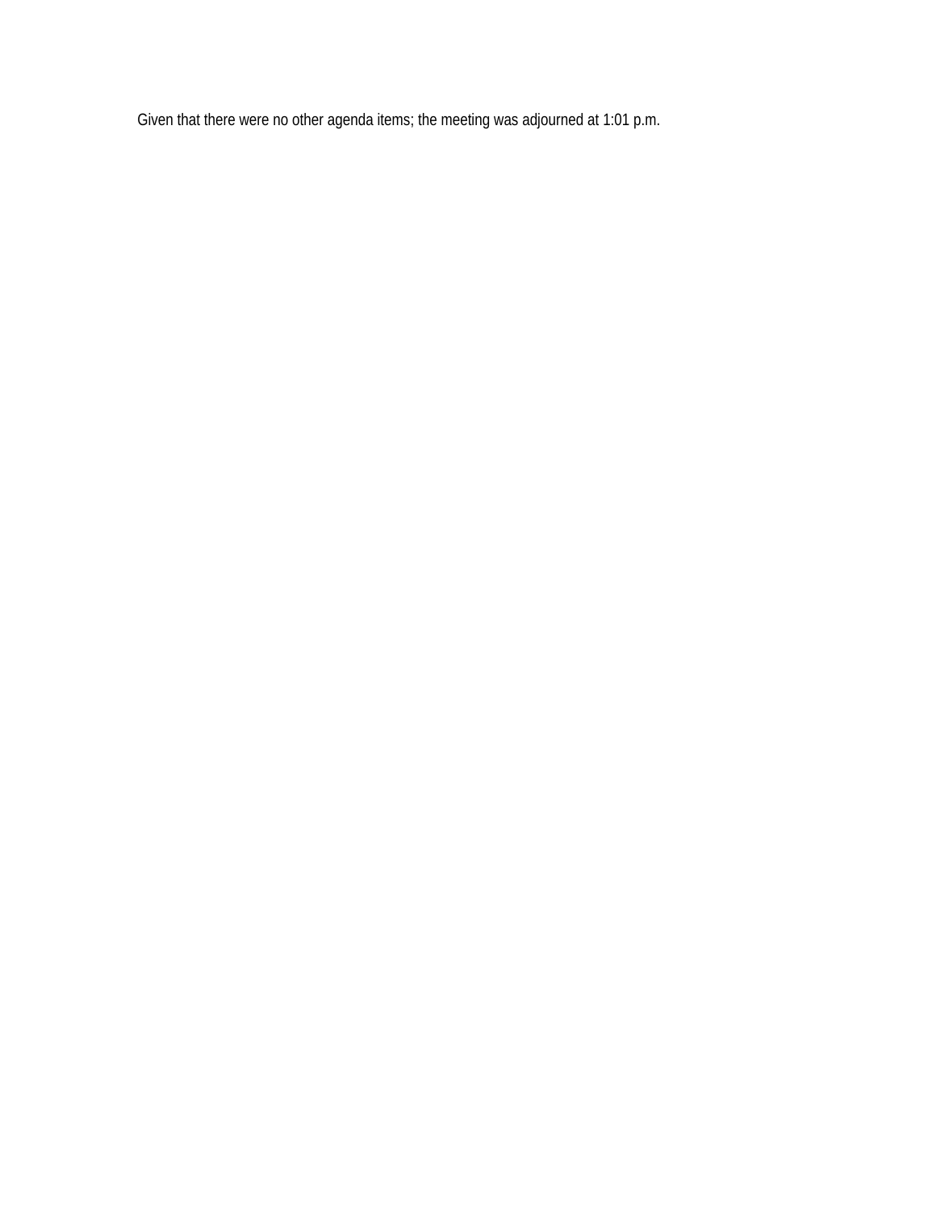Given that there were no other agenda items; the meeting was adjourned at 1:01 p.m.